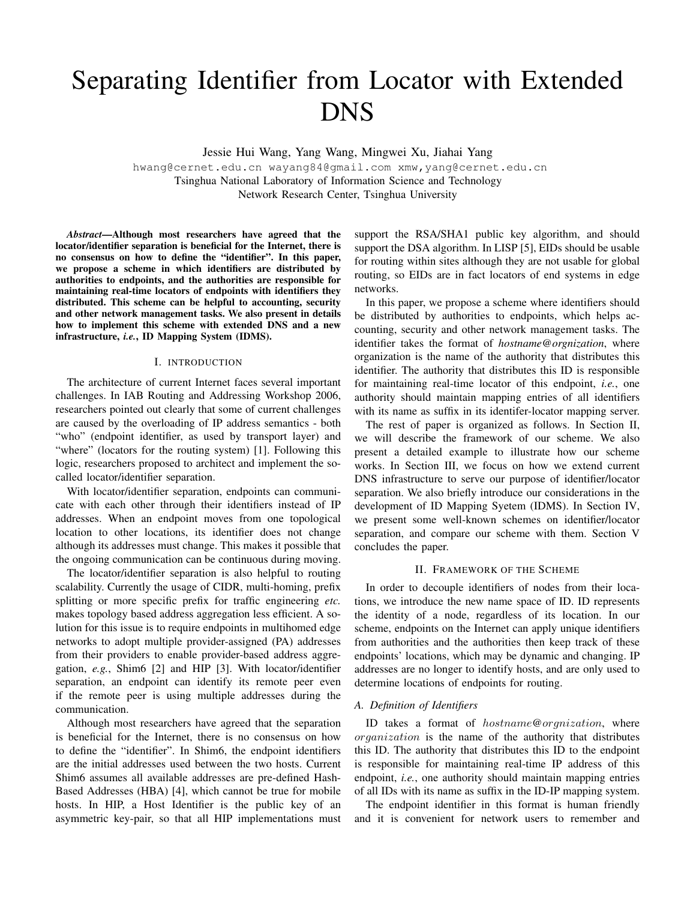# Separating Identifier from Locator with Extended DNS

Jessie Hui Wang, Yang Wang, Mingwei Xu, Jiahai Yang

hwang@cernet.edu.cn wayang84@gmail.com xmw,yang@cernet.edu.cn

Tsinghua National Laboratory of Information Science and Technology

Network Research Center, Tsinghua University

***Abstract*—Although most researchers have agreed that the locator/identifier separation is beneficial for the Internet, there is no consensus on how to define the "identifier". In this paper, we propose a scheme in which identifiers are distributed by authorities to endpoints, and the authorities are responsible for maintaining real-time locators of endpoints with identifiers they distributed. This scheme can be helpful to accounting, security and other network management tasks. We also present in details how to implement this scheme with extended DNS and a new infrastructure, *i.e.*, ID Mapping System (IDMS).**

## I. Introduction

The architecture of current Internet faces several important challenges. In IAB Routing and Addressing Workshop 2006, researchers pointed out clearly that some of current challenges are caused by the overloading of IP address semantics - both "who" (endpoint identifier, as used by transport layer) and "where" (locators for the routing system) [1]. Following this logic, researchers proposed to architect and implement the so-called locator/identifier separation.

With locator/identifier separation, endpoints can communicate with each other through their identifiers instead of IP addresses. When an endpoint moves from one topological location to other locations, its identifier does not change although its addresses must change. This makes it possible that the ongoing communication can be continuous during moving.

The locator/identifier separation is also helpful to routing scalability. Currently the usage of CIDR, multi-homing, prefix splitting or more specific prefix for traffic engineering *etc.* makes topology based address aggregation less efficient. A solution for this issue is to require endpoints in multihomed edge networks to adopt multiple provider-assigned (PA) addresses from their providers to enable provider-based address aggregation, *e.g.*, Shim6 [2] and HIP [3]. With locator/identifier separation, an endpoint can identify its remote peer even if the remote peer is using multiple addresses during the communication.

Although most researchers have agreed that the separation is beneficial for the Internet, there is no consensus on how to define the "identifier". In Shim6, the endpoint identifiers are the initial addresses used between the two hosts. Current Shim6 assumes all available addresses are pre-defined Hash-Based Addresses (HBA) [4], which cannot be true for mobile hosts. In HIP, a Host Identifier is the public key of an asymmetric key-pair, so that all HIP implementations must support the RSA/SHA1 public key algorithm, and should support the DSA algorithm. In LISP [5], EIDs should be usable for routing within sites although they are not usable for global routing, so EIDs are in fact locators of end systems in edge networks.

In this paper, we propose a scheme where identifiers should be distributed by authorities to endpoints, which helps accounting, security and other network management tasks. The identifier takes the format of *hostname@orgnization*, where organization is the name of the authority that distributes this identifier. The authority that distributes this ID is responsible for maintaining real-time locator of this endpoint, *i.e.*, one authority should maintain mapping entries of all identifiers with its name as suffix in its identifer-locator mapping server.

The rest of paper is organized as follows. In Section II, we will describe the framework of our scheme. We also present a detailed example to illustrate how our scheme works. In Section III, we focus on how we extend current DNS infrastructure to serve our purpose of identifier/locator separation. We also briefly introduce our considerations in the development of ID Mapping Syetem (IDMS). In Section IV, we present some well-known schemes on identifier/locator separation, and compare our scheme with them. Section V concludes the paper.

## II. Framework of the Scheme

In order to decouple identifiers of nodes from their locations, we introduce the new name space of ID. ID represents the identity of a node, regardless of its location. In our scheme, endpoints on the Internet can apply unique identifiers from the authorities and the authorities then keep track of these endpoints' locations, which may be dynamic and changing. IP addresses are no longer to identify hosts, and are only used to determine locations of endpoints for routing.

### A. Definition of Identifiers

ID takes a format of $hostname@orgnization$, where $organization$ is the name of the authority that distributes this ID. The authority that distributes this ID to the endpoint is responsible for maintaining real-time IP address of this endpoint, *i.e.*, one authority should maintain mapping entries of all IDs with its name as suffix in the ID-IP mapping system.

The endpoint identifier in this format is human friendly and it is convenient for network users to remember and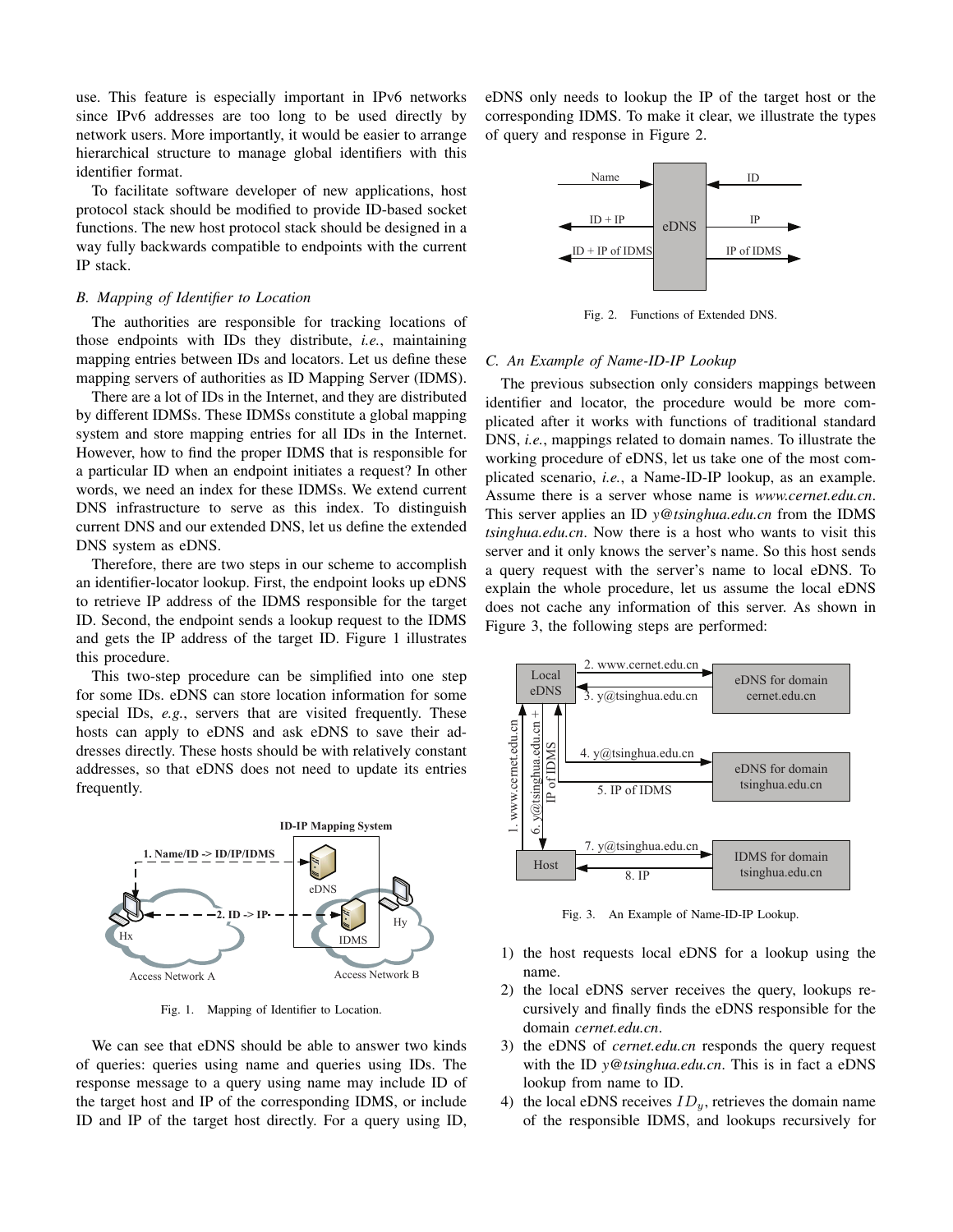use. This feature is especially important in IPv6 networks since IPv6 addresses are too long to be used directly by network users. More importantly, it would be easier to arrange hierarchical structure to manage global identifiers with this identifier format.

To facilitate software developer of new applications, host protocol stack should be modified to provide ID-based socket functions. The new host protocol stack should be designed in a way fully backwards compatible to endpoints with the current IP stack.

### B. Mapping of Identifier to Location

The authorities are responsible for tracking locations of those endpoints with IDs they distribute, *i.e.*, maintaining mapping entries between IDs and locators. Let us define these mapping servers of authorities as ID Mapping Server (IDMS).

There are a lot of IDs in the Internet, and they are distributed by different IDMSs. These IDMSs constitute a global mapping system and store mapping entries for all IDs in the Internet. However, how to find the proper IDMS that is responsible for a particular ID when an endpoint initiates a request? In other words, we need an index for these IDMSs. We extend current DNS infrastructure to serve as this index. To distinguish current DNS and our extended DNS, let us define the extended DNS system as eDNS.

Therefore, there are two steps in our scheme to accomplish an identifier-locator lookup. First, the endpoint looks up eDNS to retrieve IP address of the IDMS responsible for the target ID. Second, the endpoint sends a lookup request to the IDMS and gets the IP address of the target ID. Figure 1 illustrates this procedure.

This two-step procedure can be simplified into one step for some IDs. eDNS can store location information for some special IDs, *e.g.*, servers that are visited frequently. These hosts can apply to eDNS and ask eDNS to save their addresses directly. These hosts should be with relatively constant addresses, so that eDNS does not need to update its entries frequently.

ID-IP Mapping System
1. Name/ID -> ID/IP/IDMS
eDNS
2. ID -> IP
Hx
IDMS
Hy
Access Network A
Access Network B

Fig. 1. Mapping of Identifier to Location.

We can see that eDNS should be able to answer two kinds of queries: queries using name and queries using IDs. The response message to a query using name may include ID of the target host and IP of the corresponding IDMS, or include ID and IP of the target host directly. For a query using ID, eDNS only needs to lookup the IP of the target host or the corresponding IDMS. To make it clear, we illustrate the types of query and response in Figure 2.

Name
ID
ID + IP
eDNS
IP
ID + IP of IDMS
IP of IDMS

Fig. 2. Functions of Extended DNS.

### C. An Example of Name-ID-IP Lookup

The previous subsection only considers mappings between identifier and locator, the procedure would be more complicated after it works with functions of traditional standard DNS, *i.e.*, mappings related to domain names. To illustrate the working procedure of eDNS, let us take one of the most complicated scenario, *i.e.*, a Name-ID-IP lookup, as an example. Assume there is a server whose name is *www.cernet.edu.cn*. This server applies an ID *y@tsinghua.edu.cn* from the IDMS *tsinghua.edu.cn*. Now there is a host who wants to visit this server and it only knows the server's name. So this host sends a query request with the server's name to local eDNS. To explain the whole procedure, let us assume the local eDNS does not cache any information of this server. As shown in Figure 3, the following steps are performed:

Local eDNS
2. www.cernet.edu.cn
3. y@tsinghua.edu.cn
eDNS for domain cernet.edu.cn
1. www.cernet.edu.cn
6. y@tsinghua.edu.cn + IP of IDMS
4. y@tsinghua.edu.cn
5. IP of IDMS
eDNS for domain tsinghua.edu.cn
Host
7. y@tsinghua.edu.cn
8. IP
IDMS for domain tsinghua.edu.cn

Fig. 3. An Example of Name-ID-IP Lookup.

1) the host requests local eDNS for a lookup using the name.
2) the local eDNS server receives the query, lookups recursively and finally finds the eDNS responsible for the domain *cernet.edu.cn*.
3) the eDNS of *cernet.edu.cn* responds the query request with the ID *y@tsinghua.edu.cn*. This is in fact a eDNS lookup from name to ID.
4) the local eDNS receives $ID_y$, retrieves the domain name of the responsible IDMS, and lookups recursively for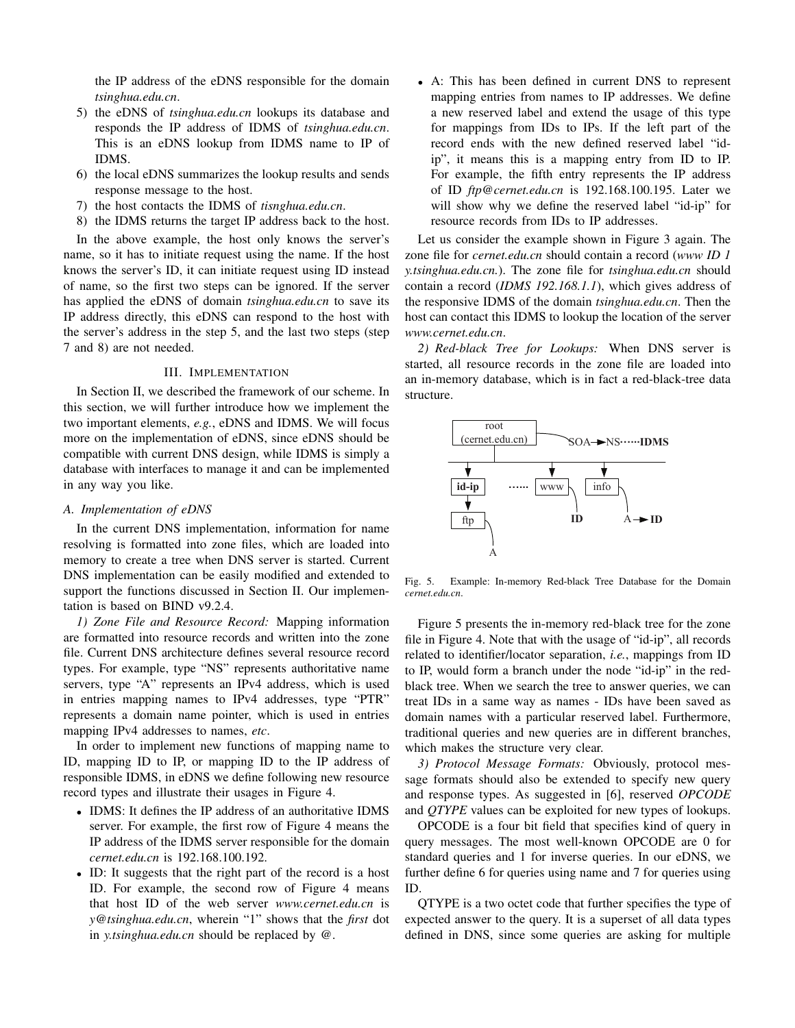the IP address of the eDNS responsible for the domain *tsinghua.edu.cn*.

5) the eDNS of *tsinghua.edu.cn* lookups its database and responds the IP address of IDMS of *tsinghua.edu.cn*. This is an eDNS lookup from IDMS name to IP of IDMS.
6) the local eDNS summarizes the lookup results and sends response message to the host.
7) the host contacts the IDMS of *tisnghua.edu.cn*.
8) the IDMS returns the target IP address back to the host.

In the above example, the host only knows the server's name, so it has to initiate request using the name. If the host knows the server's ID, it can initiate request using ID instead of name, so the first two steps can be ignored. If the server has applied the eDNS of domain *tsinghua.edu.cn* to save its IP address directly, this eDNS can respond to the host with the server's address in the step 5, and the last two steps (step 7 and 8) are not needed.

## III. Implementation

In Section II, we described the framework of our scheme. In this section, we will further introduce how we implement the two important elements, *e.g.*, eDNS and IDMS. We will focus more on the implementation of eDNS, since eDNS should be compatible with current DNS design, while IDMS is simply a database with interfaces to manage it and can be implemented in any way you like.

### A. Implementation of eDNS

In the current DNS implementation, information for name resolving is formatted into zone files, which are loaded into memory to create a tree when DNS server is started. Current DNS implementation can be easily modified and extended to support the functions discussed in Section II. Our implementation is based on BIND v9.2.4.

*1) Zone File and Resource Record:* Mapping information are formatted into resource records and written into the zone file. Current DNS architecture defines several resource record types. For example, type "NS" represents authoritative name servers, type "A" represents an IPv4 address, which is used in entries mapping names to IPv4 addresses, type "PTR" represents a domain name pointer, which is used in entries mapping IPv4 addresses to names, *etc*.

In order to implement new functions of mapping name to ID, mapping ID to IP, or mapping ID to the IP address of responsible IDMS, in eDNS we define following new resource record types and illustrate their usages in Figure 4.

- IDMS: It defines the IP address of an authoritative IDMS server. For example, the first row of Figure 4 means the IP address of the IDMS server responsible for the domain *cernet.edu.cn* is 192.168.100.192.
- ID: It suggests that the right part of the record is a host ID. For example, the second row of Figure 4 means that host ID of the web server *www.cernet.edu.cn* is *y@tsinghua.edu.cn*, wherein "1" shows that the *first* dot in *y.tsinghua.edu.cn* should be replaced by @.
- A: This has been defined in current DNS to represent mapping entries from names to IP addresses. We define a new reserved label and extend the usage of this type for mappings from IDs to IPs. If the left part of the record ends with the new defined reserved label "id-ip", it means this is a mapping entry from ID to IP. For example, the fifth entry represents the IP address of ID *ftp@cernet.edu.cn* is 192.168.100.195. Later we will show why we define the reserved label "id-ip" for resource records from IDs to IP addresses.

Let us consider the example shown in Figure 3 again. The zone file for *cernet.edu.cn* should contain a record (*www ID 1 y.tsinghua.edu.cn.*). The zone file for *tsinghua.edu.cn* should contain a record (*IDMS 192.168.1.1*), which gives address of the responsive IDMS of the domain *tsinghua.edu.cn*. Then the host can contact this IDMS to lookup the location of the server *www.cernet.edu.cn*.

*2) Red-black Tree for Lookups:* When DNS server is started, all resource records in the zone file are loaded into an in-memory database, which is in fact a red-black-tree data structure.

Fig. 5. Example: In-memory Red-black Tree Database for the Domain *cernet.edu.cn*.

Figure 5 presents the in-memory red-black tree for the zone file in Figure 4. Note that with the usage of "id-ip", all records related to identifier/locator separation, *i.e.*, mappings from ID to IP, would form a branch under the node "id-ip" in the red-black tree. When we search the tree to answer queries, we can treat IDs in a same way as names - IDs have been saved as domain names with a particular reserved label. Furthermore, traditional queries and new queries are in different branches, which makes the structure very clear.

*3) Protocol Message Formats:* Obviously, protocol message formats should also be extended to specify new query and response types. As suggested in [6], reserved *OPCODE* and *QTYPE* values can be exploited for new types of lookups.

OPCODE is a four bit field that specifies kind of query in query messages. The most well-known OPCODE are 0 for standard queries and 1 for inverse queries. In our eDNS, we further define 6 for queries using name and 7 for queries using ID.

QTYPE is a two octet code that further specifies the type of expected answer to the query. It is a superset of all data types defined in DNS, since some queries are asking for multiple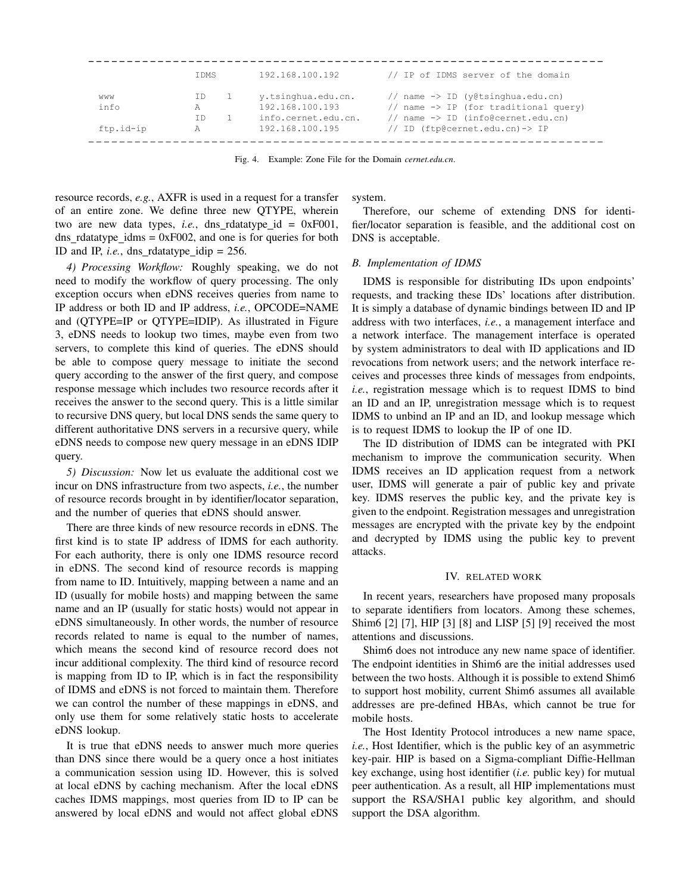```
-----------------------------------------------------------------
                IDMS       192.168.100.192       // IP of IDMS server of the domain

 www            ID    1    y.tsinghua.edu.cn.    // name -> ID (y@tsinghua.edu.cn)
 info           A          192.168.100.193       // name -> IP (for traditional query)
                ID    1    info.cernet.edu.cn.   // name -> ID (info@cernet.edu.cn)
 ftp.id-ip      A          192.168.100.195       // ID (ftp@cernet.edu.cn)-> IP
-----------------------------------------------------------------
```

Fig. 4. Example: Zone File for the Domain *cernet.edu.cn*.

resource records, *e.g.*, AXFR is used in a request for a transfer of an entire zone. We define three new QTYPE, wherein two are new data types, *i.e.*, dns_rdatatype_id = 0xF001, dns_rdatatype_idms = 0xF002, and one is for queries for both ID and IP, *i.e.*, dns_rdatatype_idip = 256.

*4) Processing Workflow:* Roughly speaking, we do not need to modify the workflow of query processing. The only exception occurs when eDNS receives queries from name to IP address or both ID and IP address, *i.e.*, OPCODE=NAME and (QTYPE=IP or QTYPE=IDIP). As illustrated in Figure 3, eDNS needs to lookup two times, maybe even from two servers, to complete this kind of queries. The eDNS should be able to compose query message to initiate the second query according to the answer of the first query, and compose response message which includes two resource records after it receives the answer to the second query. This is a little similar to recursive DNS query, but local DNS sends the same query to different authoritative DNS servers in a recursive query, while eDNS needs to compose new query message in an eDNS IDIP query.

*5) Discussion:* Now let us evaluate the additional cost we incur on DNS infrastructure from two aspects, *i.e.*, the number of resource records brought in by identifier/locator separation, and the number of queries that eDNS should answer.

There are three kinds of new resource records in eDNS. The first kind is to state IP address of IDMS for each authority. For each authority, there is only one IDMS resource record in eDNS. The second kind of resource records is mapping from name to ID. Intuitively, mapping between a name and an ID (usually for mobile hosts) and mapping between the same name and an IP (usually for static hosts) would not appear in eDNS simultaneously. In other words, the number of resource records related to name is equal to the number of names, which means the second kind of resource record does not incur additional complexity. The third kind of resource record is mapping from ID to IP, which is in fact the responsibility of IDMS and eDNS is not forced to maintain them. Therefore we can control the number of these mappings in eDNS, and only use them for some relatively static hosts to accelerate eDNS lookup.

It is true that eDNS needs to answer much more queries than DNS since there would be a query once a host initiates a communication session using ID. However, this is solved at local eDNS by caching mechanism. After the local eDNS caches IDMS mappings, most queries from ID to IP can be answered by local eDNS and would not affect global eDNS system.

Therefore, our scheme of extending DNS for identifier/locator separation is feasible, and the additional cost on DNS is acceptable.

### B. Implementation of IDMS

IDMS is responsible for distributing IDs upon endpoints' requests, and tracking these IDs' locations after distribution. It is simply a database of dynamic bindings between ID and IP address with two interfaces, *i.e.*, a management interface and a network interface. The management interface is operated by system administrators to deal with ID applications and ID revocations from network users; and the network interface receives and processes three kinds of messages from endpoints, *i.e.*, registration message which is to request IDMS to bind an ID and an IP, unregistration message which is to request IDMS to unbind an IP and an ID, and lookup message which is to request IDMS to lookup the IP of one ID.

The ID distribution of IDMS can be integrated with PKI mechanism to improve the communication security. When IDMS receives an ID application request from a network user, IDMS will generate a pair of public key and private key. IDMS reserves the public key, and the private key is given to the endpoint. Registration messages and unregistration messages are encrypted with the private key by the endpoint and decrypted by IDMS using the public key to prevent attacks.

## IV. Related Work

In recent years, researchers have proposed many proposals to separate identifiers from locators. Among these schemes, Shim6 [2] [7], HIP [3] [8] and LISP [5] [9] received the most attentions and discussions.

Shim6 does not introduce any new name space of identifier. The endpoint identities in Shim6 are the initial addresses used between the two hosts. Although it is possible to extend Shim6 to support host mobility, current Shim6 assumes all available addresses are pre-defined HBAs, which cannot be true for mobile hosts.

The Host Identity Protocol introduces a new name space, *i.e.*, Host Identifier, which is the public key of an asymmetric key-pair. HIP is based on a Sigma-compliant Diffie-Hellman key exchange, using host identifier (*i.e.* public key) for mutual peer authentication. As a result, all HIP implementations must support the RSA/SHA1 public key algorithm, and should support the DSA algorithm.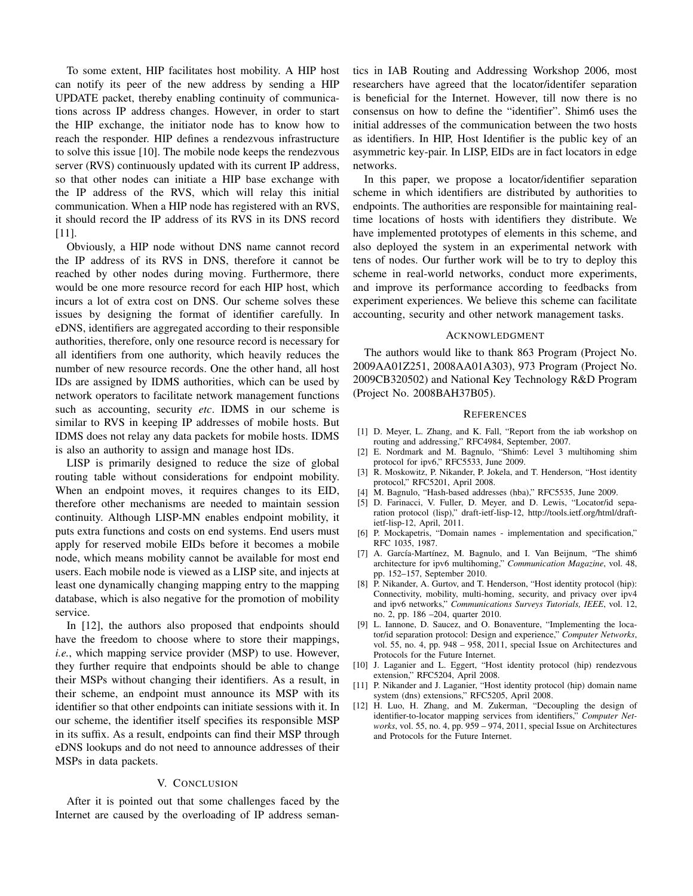To some extent, HIP facilitates host mobility. A HIP host can notify its peer of the new address by sending a HIP UPDATE packet, thereby enabling continuity of communications across IP address changes. However, in order to start the HIP exchange, the initiator node has to know how to reach the responder. HIP defines a rendezvous infrastructure to solve this issue [10]. The mobile node keeps the rendezvous server (RVS) continuously updated with its current IP address, so that other nodes can initiate a HIP base exchange with the IP address of the RVS, which will relay this initial communication. When a HIP node has registered with an RVS, it should record the IP address of its RVS in its DNS record [11].

Obviously, a HIP node without DNS name cannot record the IP address of its RVS in DNS, therefore it cannot be reached by other nodes during moving. Furthermore, there would be one more resource record for each HIP host, which incurs a lot of extra cost on DNS. Our scheme solves these issues by designing the format of identifier carefully. In eDNS, identifiers are aggregated according to their responsible authorities, therefore, only one resource record is necessary for all identifiers from one authority, which heavily reduces the number of new resource records. One the other hand, all host IDs are assigned by IDMS authorities, which can be used by network operators to facilitate network management functions such as accounting, security *etc*. IDMS in our scheme is similar to RVS in keeping IP addresses of mobile hosts. But IDMS does not relay any data packets for mobile hosts. IDMS is also an authority to assign and manage host IDs.

LISP is primarily designed to reduce the size of global routing table without considerations for endpoint mobility. When an endpoint moves, it requires changes to its EID, therefore other mechanisms are needed to maintain session continuity. Although LISP-MN enables endpoint mobility, it puts extra functions and costs on end systems. End users must apply for reserved mobile EIDs before it becomes a mobile node, which means mobility cannot be available for most end users. Each mobile node is viewed as a LISP site, and injects at least one dynamically changing mapping entry to the mapping database, which is also negative for the promotion of mobility service.

In [12], the authors also proposed that endpoints should have the freedom to choose where to store their mappings, *i.e.*, which mapping service provider (MSP) to use. However, they further require that endpoints should be able to change their MSPs without changing their identifiers. As a result, in their scheme, an endpoint must announce its MSP with its identifier so that other endpoints can initiate sessions with it. In our scheme, the identifier itself specifies its responsible MSP in its suffix. As a result, endpoints can find their MSP through eDNS lookups and do not need to announce addresses of their MSPs in data packets.

## V. Conclusion

After it is pointed out that some challenges faced by the Internet are caused by the overloading of IP address semantics in IAB Routing and Addressing Workshop 2006, most researchers have agreed that the locator/identifer separation is beneficial for the Internet. However, till now there is no consensus on how to define the "identifier". Shim6 uses the initial addresses of the communication between the two hosts as identifiers. In HIP, Host Identifier is the public key of an asymmetric key-pair. In LISP, EIDs are in fact locators in edge networks.

In this paper, we propose a locator/identifier separation scheme in which identifiers are distributed by authorities to endpoints. The authorities are responsible for maintaining real-time locations of hosts with identifiers they distribute. We have implemented prototypes of elements in this scheme, and also deployed the system in an experimental network with tens of nodes. Our further work will be to try to deploy this scheme in real-world networks, conduct more experiments, and improve its performance according to feedbacks from experiment experiences. We believe this scheme can facilitate accounting, security and other network management tasks.

## Acknowledgment

The authors would like to thank 863 Program (Project No. 2009AA01Z251, 2008AA01A303), 973 Program (Project No. 2009CB320502) and National Key Technology R&D Program (Project No. 2008BAH37B05).

## References

[1] D. Meyer, L. Zhang, and K. Fall, "Report from the iab workshop on routing and addressing," RFC4984, September, 2007.

[2] E. Nordmark and M. Bagnulo, "Shim6: Level 3 multihoming shim protocol for ipv6," RFC5533, June 2009.

[3] R. Moskowitz, P. Nikander, P. Jokela, and T. Henderson, "Host identity protocol," RFC5201, April 2008.

[4] M. Bagnulo, "Hash-based addresses (hba)," RFC5535, June 2009.

[5] D. Farinacci, V. Fuller, D. Meyer, and D. Lewis, "Locator/id separation protocol (lisp)," draft-ietf-lisp-12, http://tools.ietf.org/html/draft-ietf-lisp-12, April, 2011.

[6] P. Mockapetris, "Domain names - implementation and specification," RFC 1035, 1987.

[7] A. García-Martínez, M. Bagnulo, and I. Van Beijnum, "The shim6 architecture for ipv6 multihoming," *Communication Magazine*, vol. 48, pp. 152–157, September 2010.

[8] P. Nikander, A. Gurtov, and T. Henderson, "Host identity protocol (hip): Connectivity, mobility, multi-homing, security, and privacy over ipv4 and ipv6 networks," *Communications Surveys Tutorials, IEEE*, vol. 12, no. 2, pp. 186 –204, quarter 2010.

[9] L. Iannone, D. Saucez, and O. Bonaventure, "Implementing the locator/id separation protocol: Design and experience," *Computer Networks*, vol. 55, no. 4, pp. 948 – 958, 2011, special Issue on Architectures and Protocols for the Future Internet.

[10] J. Laganier and L. Eggert, "Host identity protocol (hip) rendezvous extension," RFC5204, April 2008.

[11] P. Nikander and J. Laganier, "Host identity protocol (hip) domain name system (dns) extensions," RFC5205, April 2008.

[12] H. Luo, H. Zhang, and M. Zukerman, "Decoupling the design of identifier-to-locator mapping services from identifiers," *Computer Networks*, vol. 55, no. 4, pp. 959 – 974, 2011, special Issue on Architectures and Protocols for the Future Internet.